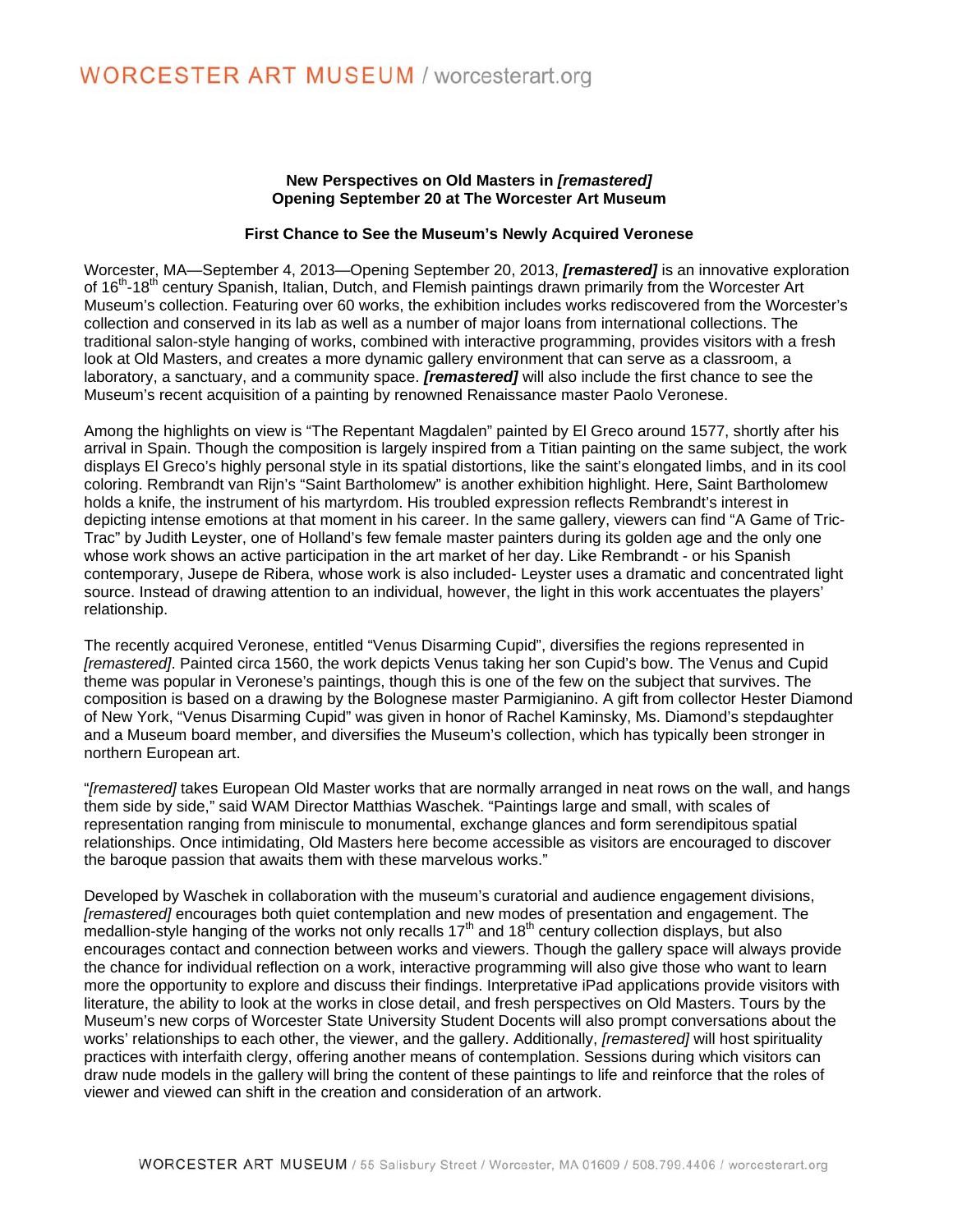**WORCESTER ART MUSEUM** / worcesterart.org

**New Perspectives on Old Masters in *[remastered]***
**Opening September 20 at The Worcester Art Museum**

**First Chance to See the Museum's Newly Acquired Veronese**

Worcester, MA—September 4, 2013—Opening September 20, 2013, ***[remastered]*** is an innovative exploration of 16th-18th century Spanish, Italian, Dutch, and Flemish paintings drawn primarily from the Worcester Art Museum's collection. Featuring over 60 works, the exhibition includes works rediscovered from the Worcester's collection and conserved in its lab as well as a number of major loans from international collections. The traditional salon-style hanging of works, combined with interactive programming, provides visitors with a fresh look at Old Masters, and creates a more dynamic gallery environment that can serve as a classroom, a laboratory, a sanctuary, and a community space. ***[remastered]*** will also include the first chance to see the Museum's recent acquisition of a painting by renowned Renaissance master Paolo Veronese.

Among the highlights on view is "The Repentant Magdalen" painted by El Greco around 1577, shortly after his arrival in Spain. Though the composition is largely inspired from a Titian painting on the same subject, the work displays El Greco's highly personal style in its spatial distortions, like the saint's elongated limbs, and in its cool coloring. Rembrandt van Rijn's "Saint Bartholomew" is another exhibition highlight. Here, Saint Bartholomew holds a knife, the instrument of his martyrdom. His troubled expression reflects Rembrandt's interest in depicting intense emotions at that moment in his career. In the same gallery, viewers can find "A Game of Tric-Trac" by Judith Leyster, one of Holland's few female master painters during its golden age and the only one whose work shows an active participation in the art market of her day. Like Rembrandt - or his Spanish contemporary, Jusepe de Ribera, whose work is also included- Leyster uses a dramatic and concentrated light source. Instead of drawing attention to an individual, however, the light in this work accentuates the players' relationship.

The recently acquired Veronese, entitled "Venus Disarming Cupid", diversifies the regions represented in *[remastered]*. Painted circa 1560, the work depicts Venus taking her son Cupid's bow. The Venus and Cupid theme was popular in Veronese's paintings, though this is one of the few on the subject that survives. The composition is based on a drawing by the Bolognese master Parmigianino. A gift from collector Hester Diamond of New York, "Venus Disarming Cupid" was given in honor of Rachel Kaminsky, Ms. Diamond's stepdaughter and a Museum board member, and diversifies the Museum's collection, which has typically been stronger in northern European art.

"*[remastered]* takes European Old Master works that are normally arranged in neat rows on the wall, and hangs them side by side," said WAM Director Matthias Waschek. "Paintings large and small, with scales of representation ranging from miniscule to monumental, exchange glances and form serendipitous spatial relationships. Once intimidating, Old Masters here become accessible as visitors are encouraged to discover the baroque passion that awaits them with these marvelous works."

Developed by Waschek in collaboration with the museum's curatorial and audience engagement divisions, *[remastered]* encourages both quiet contemplation and new modes of presentation and engagement. The medallion-style hanging of the works not only recalls 17th and 18th century collection displays, but also encourages contact and connection between works and viewers. Though the gallery space will always provide the chance for individual reflection on a work, interactive programming will also give those who want to learn more the opportunity to explore and discuss their findings. Interpretative iPad applications provide visitors with literature, the ability to look at the works in close detail, and fresh perspectives on Old Masters. Tours by the Museum's new corps of Worcester State University Student Docents will also prompt conversations about the works' relationships to each other, the viewer, and the gallery. Additionally, *[remastered]* will host spirituality practices with interfaith clergy, offering another means of contemplation. Sessions during which visitors can draw nude models in the gallery will bring the content of these paintings to life and reinforce that the roles of viewer and viewed can shift in the creation and consideration of an artwork.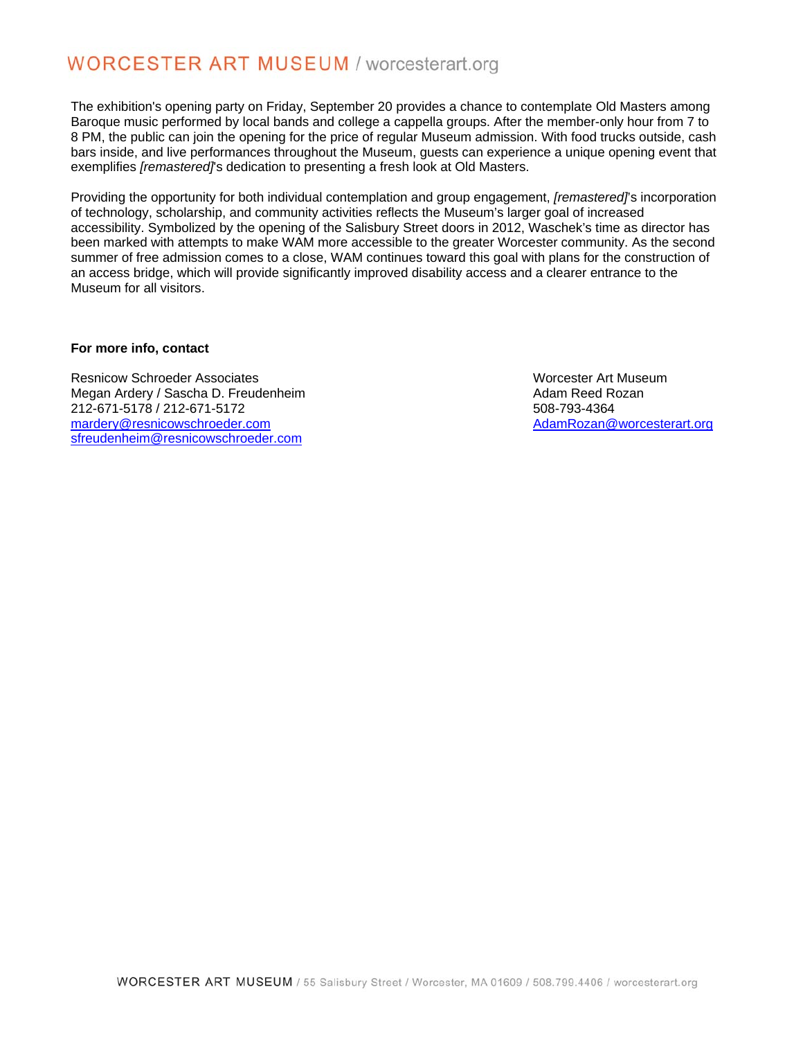The exhibition's opening party on Friday, September 20 provides a chance to contemplate Old Masters among Baroque music performed by local bands and college a cappella groups. After the member-only hour from 7 to 8 PM, the public can join the opening for the price of regular Museum admission. With food trucks outside, cash bars inside, and live performances throughout the Museum, guests can experience a unique opening event that exemplifies *[remastered]*'s dedication to presenting a fresh look at Old Masters.

Providing the opportunity for both individual contemplation and group engagement, *[remastered]*'s incorporation of technology, scholarship, and community activities reflects the Museum's larger goal of increased accessibility. Symbolized by the opening of the Salisbury Street doors in 2012, Waschek's time as director has been marked with attempts to make WAM more accessible to the greater Worcester community. As the second summer of free admission comes to a close, WAM continues toward this goal with plans for the construction of an access bridge, which will provide significantly improved disability access and a clearer entrance to the Museum for all visitors.

**For more info, contact**

Resnicow Schroeder Associates
Megan Ardery / Sascha D. Freudenheim
212-671-5178 / 212-671-5172
mardery@resnicowschroeder.com
sfreudenheim@resnicowschroeder.com

Worcester Art Museum
Adam Reed Rozan
508-793-4364
AdamRozan@worcesterart.org